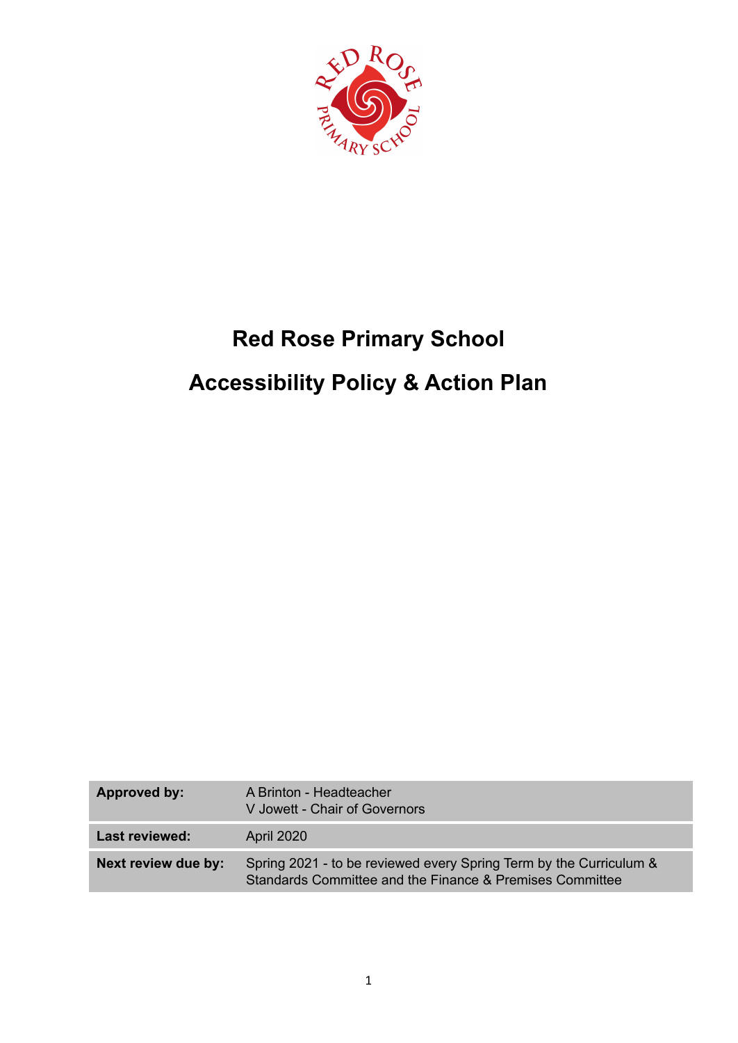# Red Rose Primary School

# Accessibility Policy & Action Plan

| | |
|---|---|
| **Approved by:** | A Brinton - Headteacher<br>V Jowett - Chair of Governors |
| **Last reviewed:** | April 2020 |
| **Next review due by:** | Spring 2021 - to be reviewed every Spring Term by the Curriculum & Standards Committee and the Finance & Premises Committee |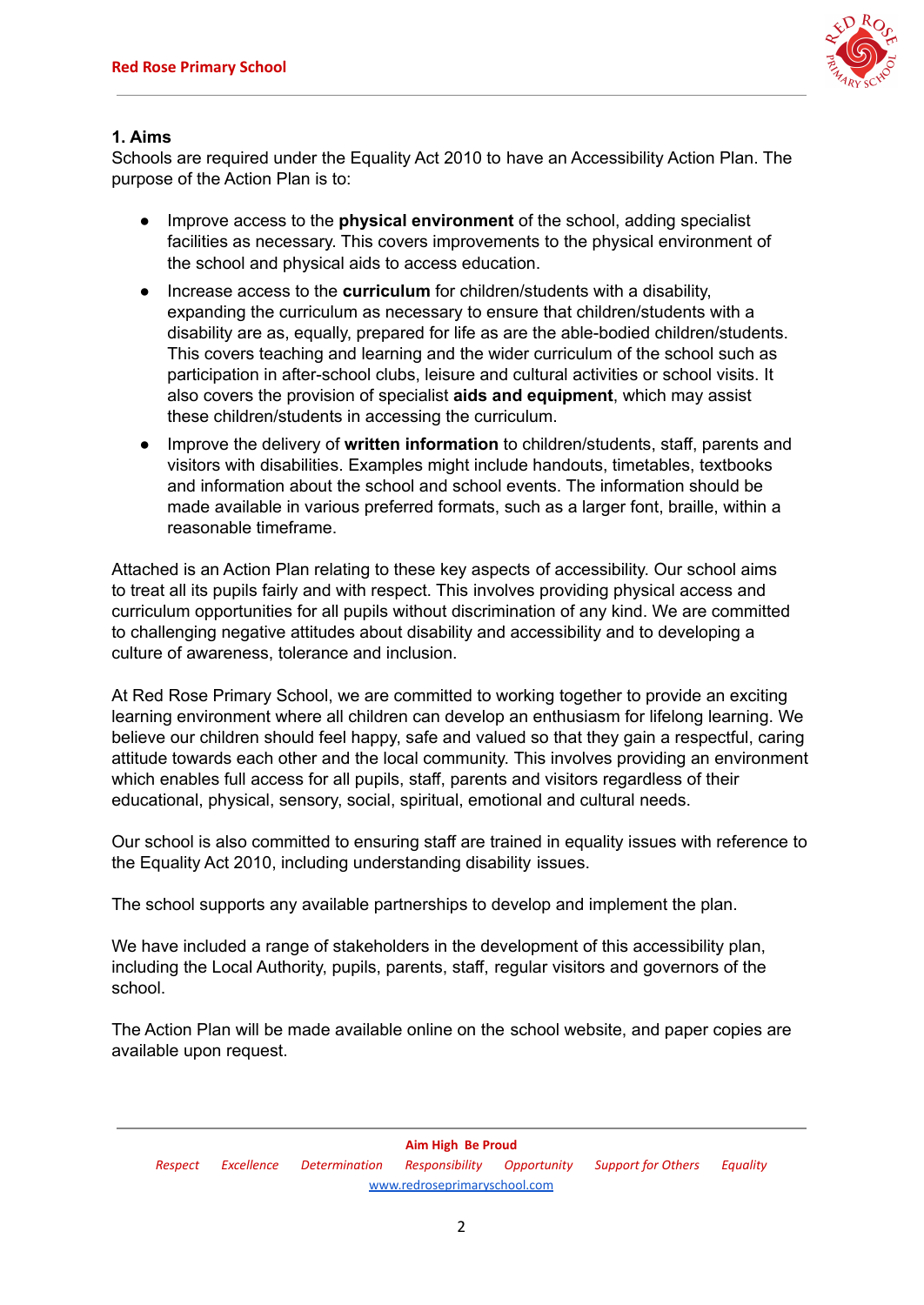## 1. Aims

Schools are required under the Equality Act 2010 to have an Accessibility Action Plan. The purpose of the Action Plan is to:

- Improve access to the **physical environment** of the school, adding specialist facilities as necessary. This covers improvements to the physical environment of the school and physical aids to access education.
- Increase access to the **curriculum** for children/students with a disability, expanding the curriculum as necessary to ensure that children/students with a disability are as, equally, prepared for life as are the able-bodied children/students. This covers teaching and learning and the wider curriculum of the school such as participation in after-school clubs, leisure and cultural activities or school visits. It also covers the provision of specialist **aids and equipment**, which may assist these children/students in accessing the curriculum.
- Improve the delivery of **written information** to children/students, staff, parents and visitors with disabilities. Examples might include handouts, timetables, textbooks and information about the school and school events. The information should be made available in various preferred formats, such as a larger font, braille, within a reasonable timeframe.

Attached is an Action Plan relating to these key aspects of accessibility. Our school aims to treat all its pupils fairly and with respect. This involves providing physical access and curriculum opportunities for all pupils without discrimination of any kind. We are committed to challenging negative attitudes about disability and accessibility and to developing a culture of awareness, tolerance and inclusion.

At Red Rose Primary School, we are committed to working together to provide an exciting learning environment where all children can develop an enthusiasm for lifelong learning. We believe our children should feel happy, safe and valued so that they gain a respectful, caring attitude towards each other and the local community. This involves providing an environment which enables full access for all pupils, staff, parents and visitors regardless of their educational, physical, sensory, social, spiritual, emotional and cultural needs.

Our school is also committed to ensuring staff are trained in equality issues with reference to the Equality Act 2010, including understanding disability issues.

The school supports any available partnerships to develop and implement the plan.

We have included a range of stakeholders in the development of this accessibility plan, including the Local Authority, pupils, parents, staff, regular visitors and governors of the school.

The Action Plan will be made available online on the school website, and paper copies are available upon request.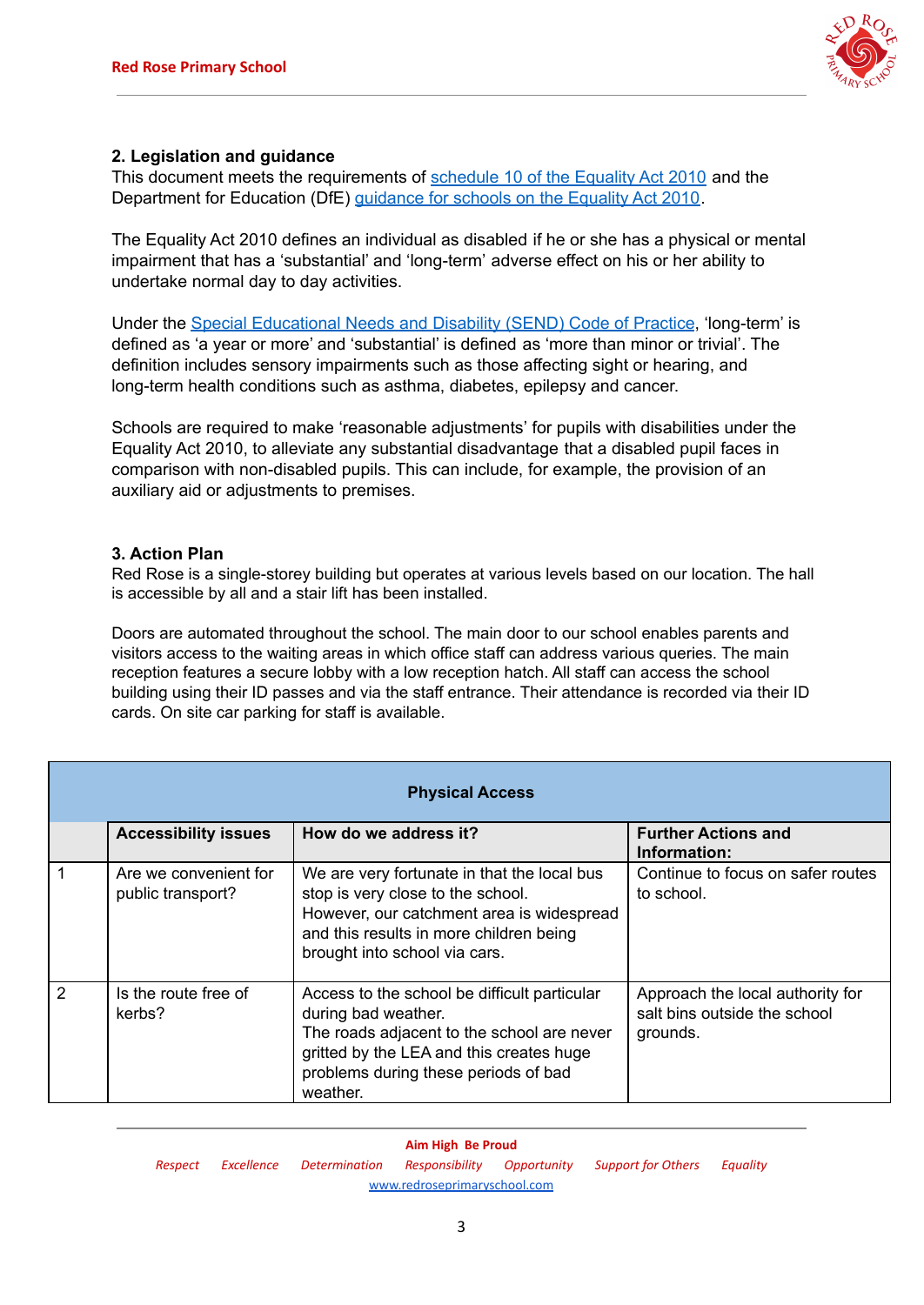## 2. Legislation and guidance

This document meets the requirements of [schedule 10 of the Equality Act 2010] and the Department for Education (DfE) [guidance for schools on the Equality Act 2010].

The Equality Act 2010 defines an individual as disabled if he or she has a physical or mental impairment that has a 'substantial' and 'long-term' adverse effect on his or her ability to undertake normal day to day activities.

Under the [Special Educational Needs and Disability (SEND) Code of Practice], 'long-term' is defined as 'a year or more' and 'substantial' is defined as 'more than minor or trivial'. The definition includes sensory impairments such as those affecting sight or hearing, and long-term health conditions such as asthma, diabetes, epilepsy and cancer.

Schools are required to make 'reasonable adjustments' for pupils with disabilities under the Equality Act 2010, to alleviate any substantial disadvantage that a disabled pupil faces in comparison with non-disabled pupils. This can include, for example, the provision of an auxiliary aid or adjustments to premises.

## 3. Action Plan

Red Rose is a single-storey building but operates at various levels based on our location. The hall is accessible by all and a stair lift has been installed.

Doors are automated throughout the school. The main door to our school enables parents and visitors access to the waiting areas in which office staff can address various queries. The main reception features a secure lobby with a low reception hatch. All staff can access the school building using their ID passes and via the staff entrance. Their attendance is recorded via their ID cards. On site car parking for staff is available.

| Physical Access | | | |
|---|---|---|---|
| | **Accessibility issues** | **How do we address it?** | **Further Actions and Information:** |
| 1 | Are we convenient for public transport? | We are very fortunate in that the local bus stop is very close to the school. However, our catchment area is widespread and this results in more children being brought into school via cars. | Continue to focus on safer routes to school. |
| 2 | Is the route free of kerbs? | Access to the school be difficult particular during bad weather. The roads adjacent to the school are never gritted by the LEA and this creates huge problems during these periods of bad weather. | Approach the local authority for salt bins outside the school grounds. |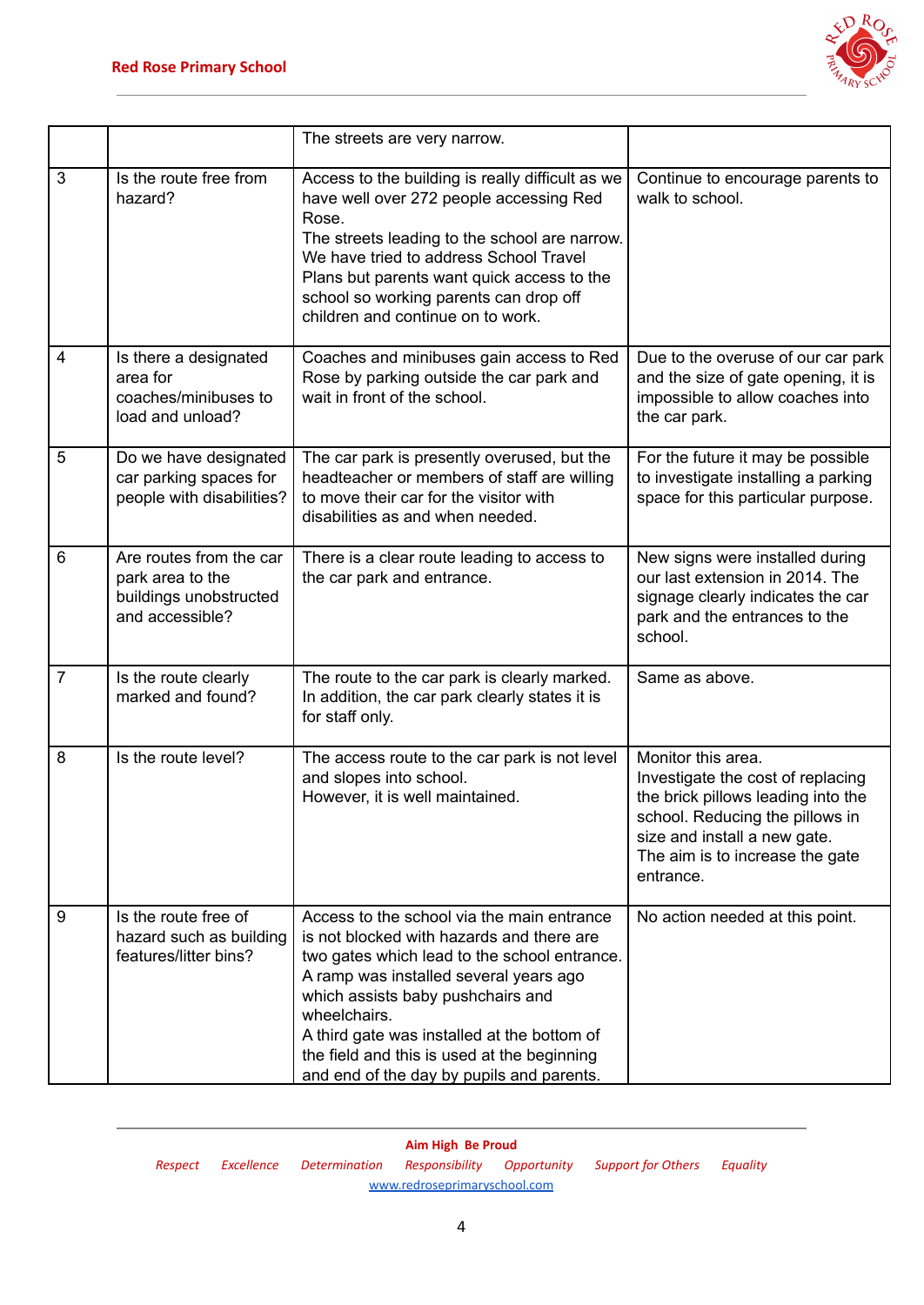|  |  | The streets are very narrow. |  |
|---|---|---|---|
| 3 | Is the route free from hazard? | Access to the building is really difficult as we have well over 272 people accessing Red Rose.<br>The streets leading to the school are narrow. We have tried to address School Travel Plans but parents want quick access to the school so working parents can drop off children and continue on to work. | Continue to encourage parents to walk to school. |
| 4 | Is there a designated area for coaches/minibuses to load and unload? | Coaches and minibuses gain access to Red Rose by parking outside the car park and wait in front of the school. | Due to the overuse of our car park and the size of gate opening, it is impossible to allow coaches into the car park. |
| 5 | Do we have designated car parking spaces for people with disabilities? | The car park is presently overused, but the headteacher or members of staff are willing to move their car for the visitor with disabilities as and when needed. | For the future it may be possible to investigate installing a parking space for this particular purpose. |
| 6 | Are routes from the car park area to the buildings unobstructed and accessible? | There is a clear route leading to access to the car park and entrance. | New signs were installed during our last extension in 2014. The signage clearly indicates the car park and the entrances to the school. |
| 7 | Is the route clearly marked and found? | The route to the car park is clearly marked. In addition, the car park clearly states it is for staff only. | Same as above. |
| 8 | Is the route level? | The access route to the car park is not level and slopes into school.<br>However, it is well maintained. | Monitor this area.<br>Investigate the cost of replacing the brick pillows leading into the school. Reducing the pillows in size and install a new gate.<br>The aim is to increase the gate entrance. |
| 9 | Is the route free of hazard such as building features/litter bins? | Access to the school via the main entrance is not blocked with hazards and there are two gates which lead to the school entrance.<br>A ramp was installed several years ago which assists baby pushchairs and wheelchairs.<br>A third gate was installed at the bottom of the field and this is used at the beginning and end of the day by pupils and parents. | No action needed at this point. |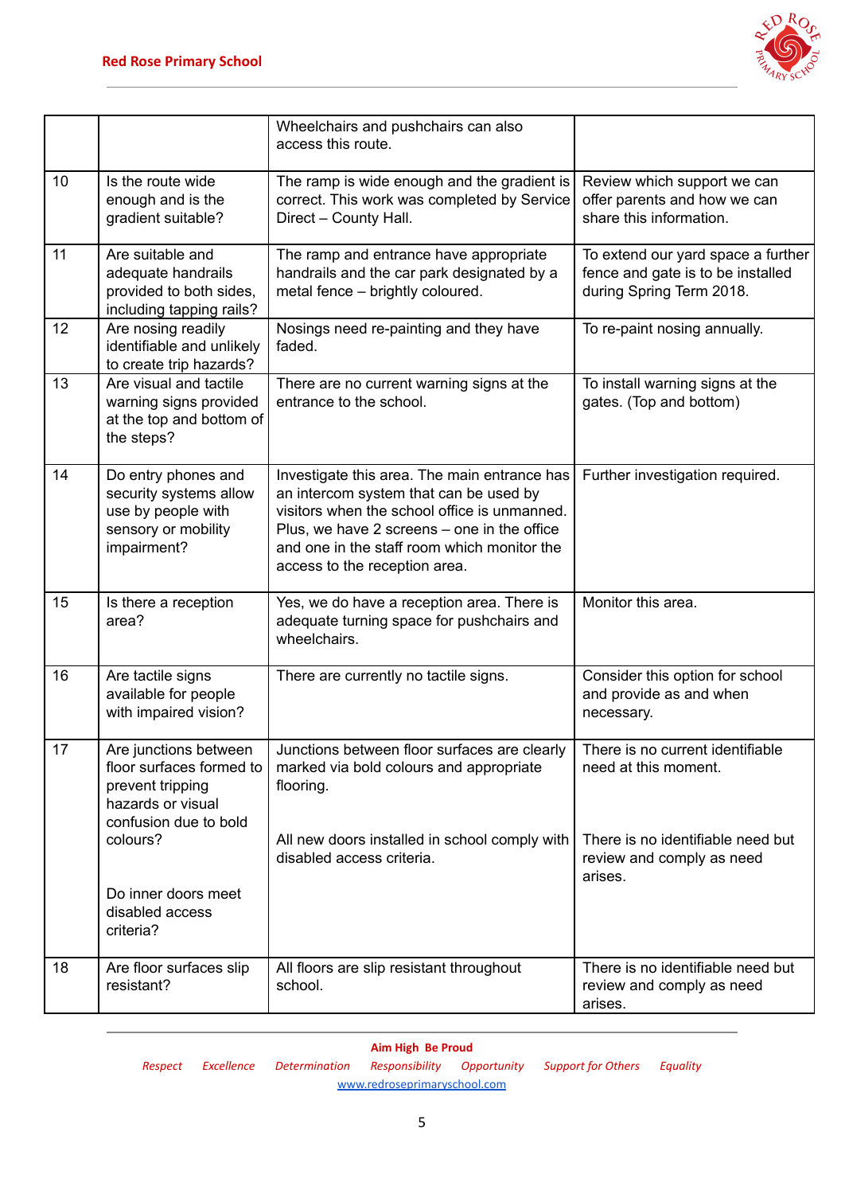|  |  |  |  |
|---|---|---|---|
|  |  | Wheelchairs and pushchairs can also access this route. |  |
| 10 | Is the route wide enough and is the gradient suitable? | The ramp is wide enough and the gradient is correct. This work was completed by Service Direct – County Hall. | Review which support we can offer parents and how we can share this information. |
| 11 | Are suitable and adequate handrails provided to both sides, including tapping rails? | The ramp and entrance have appropriate handrails and the car park designated by a metal fence – brightly coloured. | To extend our yard space a further fence and gate is to be installed during Spring Term 2018. |
| 12 | Are nosing readily identifiable and unlikely to create trip hazards? | Nosings need re-painting and they have faded. | To re-paint nosing annually. |
| 13 | Are visual and tactile warning signs provided at the top and bottom of the steps? | There are no current warning signs at the entrance to the school. | To install warning signs at the gates. (Top and bottom) |
| 14 | Do entry phones and security systems allow use by people with sensory or mobility impairment? | Investigate this area. The main entrance has an intercom system that can be used by visitors when the school office is unmanned. Plus, we have 2 screens – one in the office and one in the staff room which monitor the access to the reception area. | Further investigation required. |
| 15 | Is there a reception area? | Yes, we do have a reception area. There is adequate turning space for pushchairs and wheelchairs. | Monitor this area. |
| 16 | Are tactile signs available for people with impaired vision? | There are currently no tactile signs. | Consider this option for school and provide as and when necessary. |
| 17 | Are junctions between floor surfaces formed to prevent tripping hazards or visual confusion due to bold colours?<br><br>Do inner doors meet disabled access criteria? | Junctions between floor surfaces are clearly marked via bold colours and appropriate flooring.<br><br>All new doors installed in school comply with disabled access criteria. | There is no current identifiable need at this moment.<br><br>There is no identifiable need but review and comply as need arises. |
| 18 | Are floor surfaces slip resistant? | All floors are slip resistant throughout school. | There is no identifiable need but review and comply as need arises. |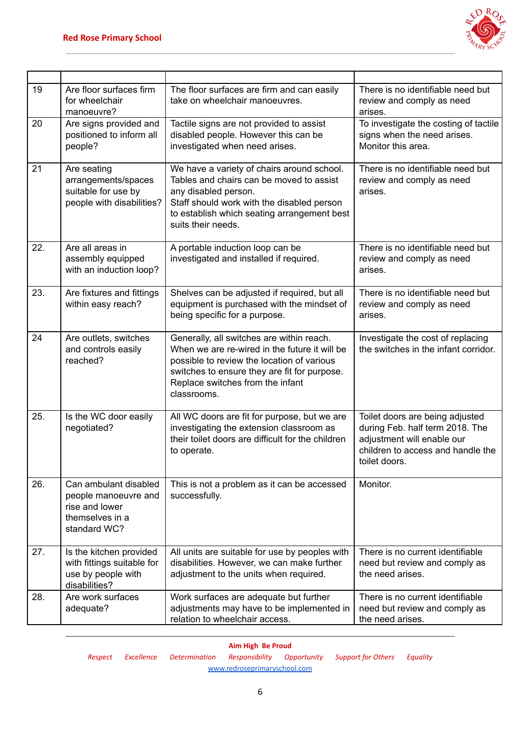| | | | |
|---|---|---|---|
| 19 | Are floor surfaces firm for wheelchair manoeuvre? | The floor surfaces are firm and can easily take on wheelchair manoeuvres. | There is no identifiable need but review and comply as need arises. |
| 20 | Are signs provided and positioned to inform all people? | Tactile signs are not provided to assist disabled people. However this can be investigated when need arises. | To investigate the costing of tactile signs when the need arises. Monitor this area. |
| 21 | Are seating arrangements/spaces suitable for use by people with disabilities? | We have a variety of chairs around school. Tables and chairs can be moved to assist any disabled person. Staff should work with the disabled person to establish which seating arrangement best suits their needs. | There is no identifiable need but review and comply as need arises. |
| 22. | Are all areas in assembly equipped with an induction loop? | A portable induction loop can be investigated and installed if required. | There is no identifiable need but review and comply as need arises. |
| 23. | Are fixtures and fittings within easy reach? | Shelves can be adjusted if required, but all equipment is purchased with the mindset of being specific for a purpose. | There is no identifiable need but review and comply as need arises. |
| 24 | Are outlets, switches and controls easily reached? | Generally, all switches are within reach. When we are re-wired in the future it will be possible to review the location of various switches to ensure they are fit for purpose. Replace switches from the infant classrooms. | Investigate the cost of replacing the switches in the infant corridor. |
| 25. | Is the WC door easily negotiated? | All WC doors are fit for purpose, but we are investigating the extension classroom as their toilet doors are difficult for the children to operate. | Toilet doors are being adjusted during Feb. half term 2018. The adjustment will enable our children to access and handle the toilet doors. |
| 26. | Can ambulant disabled people manoeuvre and rise and lower themselves in a standard WC? | This is not a problem as it can be accessed successfully. | Monitor. |
| 27. | Is the kitchen provided with fittings suitable for use by people with disabilities? | All units are suitable for use by peoples with disabilities. However, we can make further adjustment to the units when required. | There is no current identifiable need but review and comply as the need arises. |
| 28. | Are work surfaces adequate? | Work surfaces are adequate but further adjustments may have to be implemented in relation to wheelchair access. | There is no current identifiable need but review and comply as the need arises. |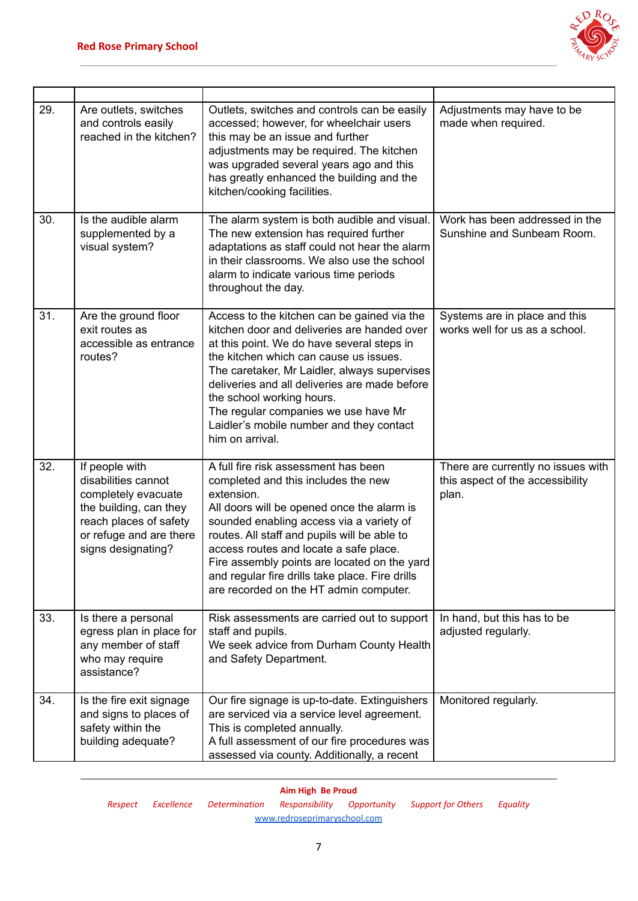| | | | |
|---|---|---|---|
| 29. | Are outlets, switches and controls easily reached in the kitchen? | Outlets, switches and controls can be easily accessed; however, for wheelchair users this may be an issue and further adjustments may be required. The kitchen was upgraded several years ago and this has greatly enhanced the building and the kitchen/cooking facilities. | Adjustments may have to be made when required. |
| 30. | Is the audible alarm supplemented by a visual system? | The alarm system is both audible and visual. The new extension has required further adaptations as staff could not hear the alarm in their classrooms. We also use the school alarm to indicate various time periods throughout the day. | Work has been addressed in the Sunshine and Sunbeam Room. |
| 31. | Are the ground floor exit routes as accessible as entrance routes? | Access to the kitchen can be gained via the kitchen door and deliveries are handed over at this point. We do have several steps in the kitchen which can cause us issues. The caretaker, Mr Laidler, always supervises deliveries and all deliveries are made before the school working hours. The regular companies we use have Mr Laidler's mobile number and they contact him on arrival. | Systems are in place and this works well for us as a school. |
| 32. | If people with disabilities cannot completely evacuate the building, can they reach places of safety or refuge and are there signs designating? | A full fire risk assessment has been completed and this includes the new extension. All doors will be opened once the alarm is sounded enabling access via a variety of routes. All staff and pupils will be able to access routes and locate a safe place. Fire assembly points are located on the yard and regular fire drills take place. Fire drills are recorded on the HT admin computer. | There are currently no issues with this aspect of the accessibility plan. |
| 33. | Is there a personal egress plan in place for any member of staff who may require assistance? | Risk assessments are carried out to support staff and pupils. We seek advice from Durham County Health and Safety Department. | In hand, but this has to be adjusted regularly. |
| 34. | Is the fire exit signage and signs to places of safety within the building adequate? | Our fire signage is up-to-date. Extinguishers are serviced via a service level agreement. This is completed annually. A full assessment of our fire procedures was assessed via county. Additionally, a recent | Monitored regularly. |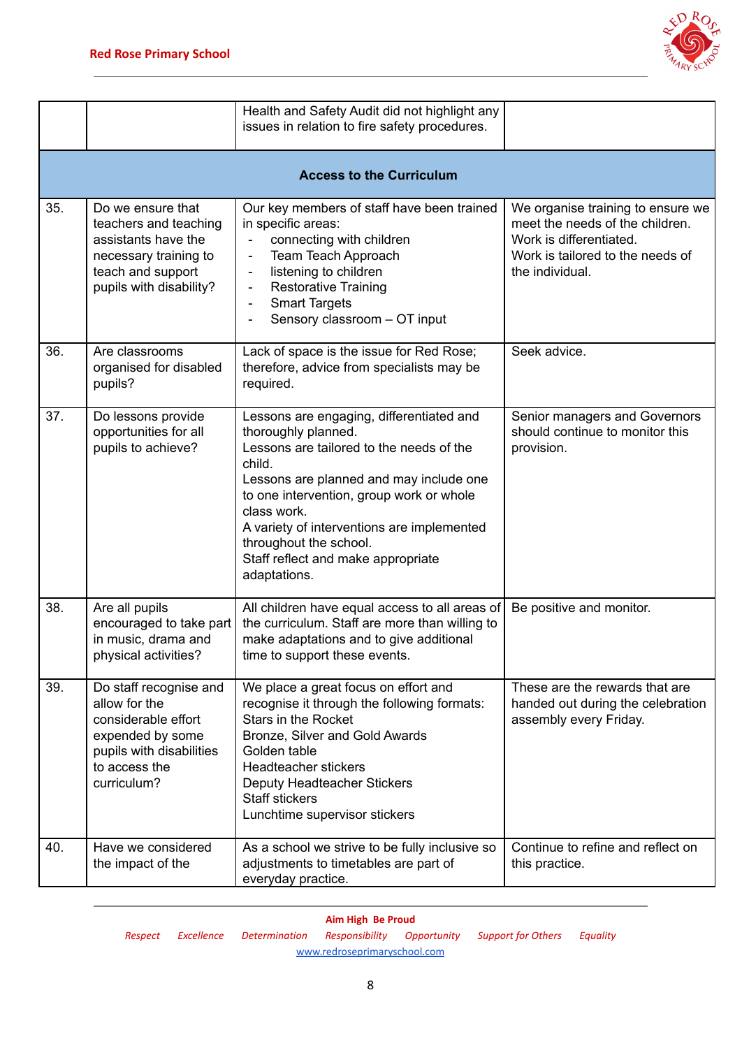|  |  |  |  |
|---|---|---|---|
|  |  | Health and Safety Audit did not highlight any issues in relation to fire safety procedures. |  |
| **Access to the Curriculum** | | | |
| 35. | Do we ensure that teachers and teaching assistants have the necessary training to teach and support pupils with disability? | Our key members of staff have been trained in specific areas:<br>- connecting with children<br>- Team Teach Approach<br>- listening to children<br>- Restorative Training<br>- Smart Targets<br>- Sensory classroom – OT input | We organise training to ensure we meet the needs of the children.<br>Work is differentiated.<br>Work is tailored to the needs of the individual. |
| 36. | Are classrooms organised for disabled pupils? | Lack of space is the issue for Red Rose; therefore, advice from specialists may be required. | Seek advice. |
| 37. | Do lessons provide opportunities for all pupils to achieve? | Lessons are engaging, differentiated and thoroughly planned.<br>Lessons are tailored to the needs of the child.<br>Lessons are planned and may include one to one intervention, group work or whole class work.<br>A variety of interventions are implemented throughout the school.<br>Staff reflect and make appropriate adaptations. | Senior managers and Governors should continue to monitor this provision. |
| 38. | Are all pupils encouraged to take part in music, drama and physical activities? | All children have equal access to all areas of the curriculum. Staff are more than willing to make adaptations and to give additional time to support these events. | Be positive and monitor. |
| 39. | Do staff recognise and allow for the considerable effort expended by some pupils with disabilities to access the curriculum? | We place a great focus on effort and recognise it through the following formats:<br>Stars in the Rocket<br>Bronze, Silver and Gold Awards<br>Golden table<br>Headteacher stickers<br>Deputy Headteacher Stickers<br>Staff stickers<br>Lunchtime supervisor stickers | These are the rewards that are handed out during the celebration assembly every Friday. |
| 40. | Have we considered the impact of the | As a school we strive to be fully inclusive so adjustments to timetables are part of everyday practice. | Continue to refine and reflect on this practice. |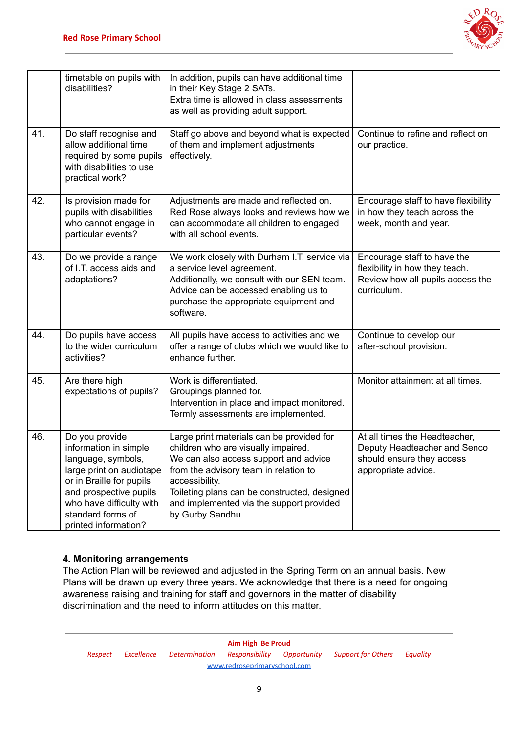| | | | |
|---|---|---|---|
| | timetable on pupils with disabilities? | In addition, pupils can have additional time in their Key Stage 2 SATs. Extra time is allowed in class assessments as well as providing adult support. | |
| 41. | Do staff recognise and allow additional time required by some pupils with disabilities to use practical work? | Staff go above and beyond what is expected of them and implement adjustments effectively. | Continue to refine and reflect on our practice. |
| 42. | Is provision made for pupils with disabilities who cannot engage in particular events? | Adjustments are made and reflected on. Red Rose always looks and reviews how we can accommodate all children to engaged with all school events. | Encourage staff to have flexibility in how they teach across the week, month and year. |
| 43. | Do we provide a range of I.T. access aids and adaptations? | We work closely with Durham I.T. service via a service level agreement. Additionally, we consult with our SEN team. Advice can be accessed enabling us to purchase the appropriate equipment and software. | Encourage staff to have the flexibility in how they teach. Review how all pupils access the curriculum. |
| 44. | Do pupils have access to the wider curriculum activities? | All pupils have access to activities and we offer a range of clubs which we would like to enhance further. | Continue to develop our after-school provision. |
| 45. | Are there high expectations of pupils? | Work is differentiated. Groupings planned for. Intervention in place and impact monitored. Termly assessments are implemented. | Monitor attainment at all times. |
| 46. | Do you provide information in simple language, symbols, large print on audiotape or in Braille for pupils and prospective pupils who have difficulty with standard forms of printed information? | Large print materials can be provided for children who are visually impaired. We can also access support and advice from the advisory team in relation to accessibility. Toileting plans can be constructed, designed and implemented via the support provided by Gurby Sandhu. | At all times the Headteacher, Deputy Headteacher and Senco should ensure they access appropriate advice. |

## 4. Monitoring arrangements

The Action Plan will be reviewed and adjusted in the Spring Term on an annual basis. New Plans will be drawn up every three years. We acknowledge that there is a need for ongoing awareness raising and training for staff and governors in the matter of disability discrimination and the need to inform attitudes on this matter.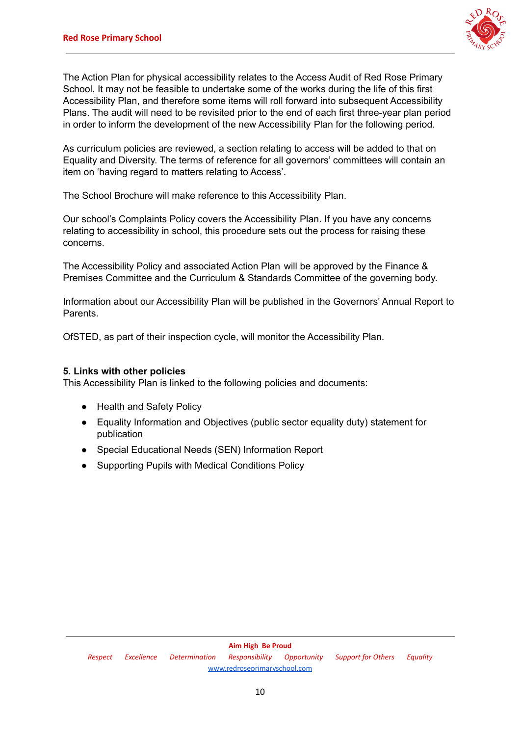The Action Plan for physical accessibility relates to the Access Audit of Red Rose Primary School. It may not be feasible to undertake some of the works during the life of this first Accessibility Plan, and therefore some items will roll forward into subsequent Accessibility Plans. The audit will need to be revisited prior to the end of each first three-year plan period in order to inform the development of the new Accessibility Plan for the following period.

As curriculum policies are reviewed, a section relating to access will be added to that on Equality and Diversity. The terms of reference for all governors' committees will contain an item on 'having regard to matters relating to Access'.

The School Brochure will make reference to this Accessibility Plan.

Our school's Complaints Policy covers the Accessibility Plan. If you have any concerns relating to accessibility in school, this procedure sets out the process for raising these concerns.

The Accessibility Policy and associated Action Plan will be approved by the Finance & Premises Committee and the Curriculum & Standards Committee of the governing body.

Information about our Accessibility Plan will be published in the Governors' Annual Report to Parents.

OfSTED, as part of their inspection cycle, will monitor the Accessibility Plan.

**5. Links with other policies**

This Accessibility Plan is linked to the following policies and documents:

- Health and Safety Policy
- Equality Information and Objectives (public sector equality duty) statement for publication
- Special Educational Needs (SEN) Information Report
- Supporting Pupils with Medical Conditions Policy